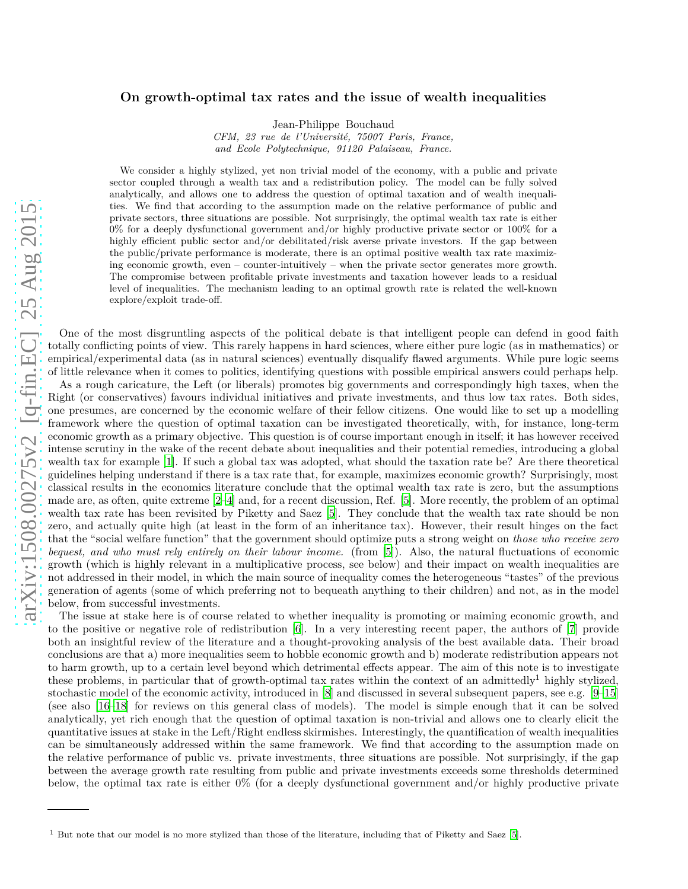# On growth-optimal tax rates and the issue of wealth inequalities

Jean-Philippe Bouchaud

*CFM, 23 rue de l'Université, 75007 Paris, France,*
*and Ecole Polytechnique, 91120 Palaiseau, France.*

We consider a highly stylized, yet non trivial model of the economy, with a public and private sector coupled through a wealth tax and a redistribution policy. The model can be fully solved analytically, and allows one to address the question of optimal taxation and of wealth inequalities. We find that according to the assumption made on the relative performance of public and private sectors, three situations are possible. Not surprisingly, the optimal wealth tax rate is either 0% for a deeply dysfunctional government and/or highly productive private sector or 100% for a highly efficient public sector and/or debilitated/risk averse private investors. If the gap between the public/private performance is moderate, there is an optimal positive wealth tax rate maximizing economic growth, even – counter-intuitively – when the private sector generates more growth. The compromise between profitable private investments and taxation however leads to a residual level of inequalities. The mechanism leading to an optimal growth rate is related the well-known explore/exploit trade-off.

One of the most disgruntling aspects of the political debate is that intelligent people can defend in good faith totally conflicting points of view. This rarely happens in hard sciences, where either pure logic (as in mathematics) or empirical/experimental data (as in natural sciences) eventually disqualify flawed arguments. While pure logic seems of little relevance when it comes to politics, identifying questions with possible empirical answers could perhaps help.

As a rough caricature, the Left (or liberals) promotes big governments and correspondingly high taxes, when the Right (or conservatives) favours individual initiatives and private investments, and thus low tax rates. Both sides, one presumes, are concerned by the economic welfare of their fellow citizens. One would like to set up a modelling framework where the question of optimal taxation can be investigated theoretically, with, for instance, long-term economic growth as a primary objective. This question is of course important enough in itself; it has however received intense scrutiny in the wake of the recent debate about inequalities and their potential remedies, introducing a global wealth tax for example [1]. If such a global tax was adopted, what should the taxation rate be? Are there theoretical guidelines helping understand if there is a tax rate that, for example, maximizes economic growth? Surprisingly, most classical results in the economics literature conclude that the optimal wealth tax rate is zero, but the assumptions made are, as often, quite extreme [2–4] and, for a recent discussion, Ref. [5]. More recently, the problem of an optimal wealth tax rate has been revisited by Piketty and Saez [5]. They conclude that the wealth tax rate should be non zero, and actually quite high (at least in the form of an inheritance tax). However, their result hinges on the fact that the "social welfare function" that the government should optimize puts a strong weight on *those who receive zero bequest, and who must rely entirely on their labour income.* (from [5]). Also, the natural fluctuations of economic growth (which is highly relevant in a multiplicative process, see below) and their impact on wealth inequalities are not addressed in their model, in which the main source of inequality comes the heterogeneous "tastes" of the previous generation of agents (some of which preferring not to bequeath anything to their children) and not, as in the model below, from successful investments.

The issue at stake here is of course related to whether inequality is promoting or maiming economic growth, and to the positive or negative role of redistribution [6]. In a very interesting recent paper, the authors of [7] provide both an insightful review of the literature and a thought-provoking analysis of the best available data. Their broad conclusions are that a) more inequalities seem to hobble economic growth and b) moderate redistribution appears not to harm growth, up to a certain level beyond which detrimental effects appear. The aim of this note is to investigate these problems, in particular that of growth-optimal tax rates within the context of an admittedly[1] highly stylized, stochastic model of the economic activity, introduced in [8] and discussed in several subsequent papers, see e.g. [9–15] (see also [16–18] for reviews on this general class of models). The model is simple enough that it can be solved analytically, yet rich enough that the question of optimal taxation is non-trivial and allows one to clearly elicit the quantitative issues at stake in the Left/Right endless skirmishes. Interestingly, the quantification of wealth inequalities can be simultaneously addressed within the same framework. We find that according to the assumption made on the relative performance of public vs. private investments, three situations are possible. Not surprisingly, if the gap between the average growth rate resulting from public and private investments exceeds some thresholds determined below, the optimal tax rate is either 0% (for a deeply dysfunctional government and/or highly productive private

[1] But note that our model is no more stylized than those of the literature, including that of Piketty and Saez [5].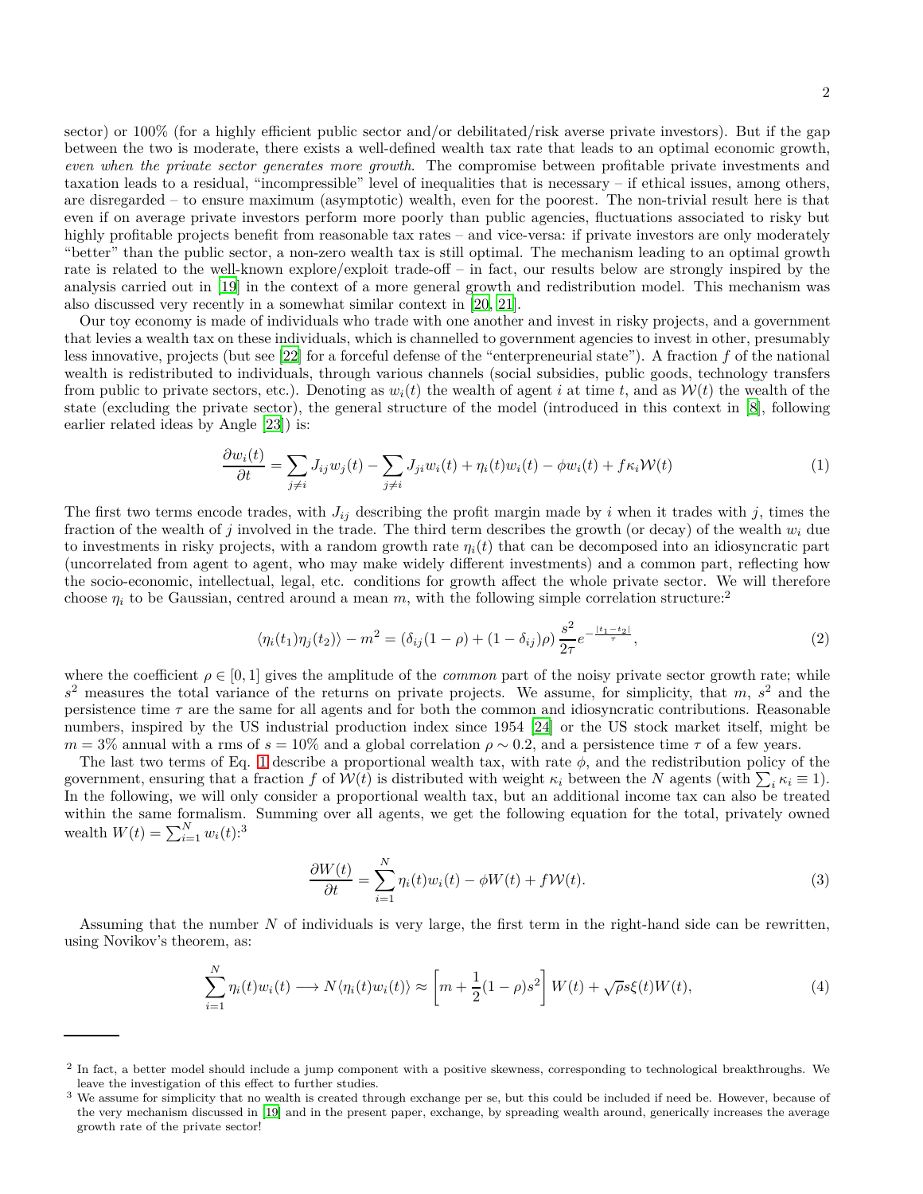sector) or 100% (for a highly efficient public sector and/or debilitated/risk averse private investors). But if the gap between the two is moderate, there exists a well-defined wealth tax rate that leads to an optimal economic growth, *even when the private sector generates more growth*. The compromise between profitable private investments and taxation leads to a residual, "incompressible" level of inequalities that is necessary – if ethical issues, among others, are disregarded – to ensure maximum (asymptotic) wealth, even for the poorest. The non-trivial result here is that even if on average private investors perform more poorly than public agencies, fluctuations associated to risky but highly profitable projects benefit from reasonable tax rates – and vice-versa: if private investors are only moderately "better" than the public sector, a non-zero wealth tax is still optimal. The mechanism leading to an optimal growth rate is related to the well-known explore/exploit trade-off – in fact, our results below are strongly inspired by the analysis carried out in [19] in the context of a more general growth and redistribution model. This mechanism was also discussed very recently in a somewhat similar context in [20, 21].

Our toy economy is made of individuals who trade with one another and invest in risky projects, and a government that levies a wealth tax on these individuals, which is channelled to government agencies to invest in other, presumably less innovative, projects (but see [22] for a forceful defense of the "enterpreneurial state"). A fraction $f$ of the national wealth is redistributed to individuals, through various channels (social subsidies, public goods, technology transfers from public to private sectors, etc.). Denoting as $w_i(t)$ the wealth of agent $i$ at time $t$, and as $\mathcal{W}(t)$ the wealth of the state (excluding the private sector), the general structure of the model (introduced in this context in [8], following earlier related ideas by Angle [23]) is:

$$\frac{\partial w_i(t)}{\partial t} = \sum_{j \neq i} J_{ij} w_j(t) - \sum_{j \neq i} J_{ji} w_i(t) + \eta_i(t) w_i(t) - \phi w_i(t) + f \kappa_i \mathcal{W}(t) \tag{1}$$

The first two terms encode trades, with $J_{ij}$ describing the profit margin made by $i$ when it trades with $j$, times the fraction of the wealth of $j$ involved in the trade. The third term describes the growth (or decay) of the wealth $w_i$ due to investments in risky projects, with a random growth rate $\eta_i(t)$ that can be decomposed into an idiosyncratic part (uncorrelated from agent to agent, who may make widely different investments) and a common part, reflecting how the socio-economic, intellectual, legal, etc. conditions for growth affect the whole private sector. We will therefore choose $\eta_i$ to be Gaussian, centred around a mean $m$, with the following simple correlation structure:[2]

$$\langle \eta_i(t_1) \eta_j(t_2) \rangle - m^2 = (\delta_{ij}(1-\rho) + (1-\delta_{ij})\rho) \frac{s^2}{2\tau} e^{-\frac{|t_1 - t_2|}{\tau}}, \tag{2}$$

where the coefficient $\rho \in [0, 1]$ gives the amplitude of the *common* part of the noisy private sector growth rate; while $s^2$ measures the total variance of the returns on private projects. We assume, for simplicity, that $m$, $s^2$ and the persistence time $\tau$ are the same for all agents and for both the common and idiosyncratic contributions. Reasonable numbers, inspired by the US industrial production index since 1954 [24] or the US stock market itself, might be $m = 3\%$ annual with a rms of $s = 10\%$ and a global correlation $\rho \sim 0.2$, and a persistence time $\tau$ of a few years.

The last two terms of Eq. 1 describe a proportional wealth tax, with rate $\phi$, and the redistribution policy of the government, ensuring that a fraction $f$ of $\mathcal{W}(t)$ is distributed with weight $\kappa_i$ between the $N$ agents (with $\sum_i \kappa_i \equiv 1$). In the following, we will only consider a proportional wealth tax, but an additional income tax can also be treated within the same formalism. Summing over all agents, we get the following equation for the total, privately owned wealth $W(t) = \sum_{i=1}^{N} w_i(t)$:[3]

$$\frac{\partial W(t)}{\partial t} = \sum_{i=1}^{N} \eta_i(t) w_i(t) - \phi W(t) + f \mathcal{W}(t). \tag{3}$$

Assuming that the number $N$ of individuals is very large, the first term in the right-hand side can be rewritten, using Novikov's theorem, as:

$$\sum_{i=1}^{N} \eta_i(t) w_i(t) \longrightarrow N \langle \eta_i(t) w_i(t) \rangle \approx \left[ m + \frac{1}{2}(1-\rho)s^2 \right] W(t) + \sqrt{\rho} s \xi(t) W(t), \tag{4}$$

---

[2] In fact, a better model should include a jump component with a positive skewness, corresponding to technological breakthroughs. We leave the investigation of this effect to further studies.

[3] We assume for simplicity that no wealth is created through exchange per se, but this could be included if need be. However, because of the very mechanism discussed in [19] and in the present paper, exchange, by spreading wealth around, generically increases the average growth rate of the private sector!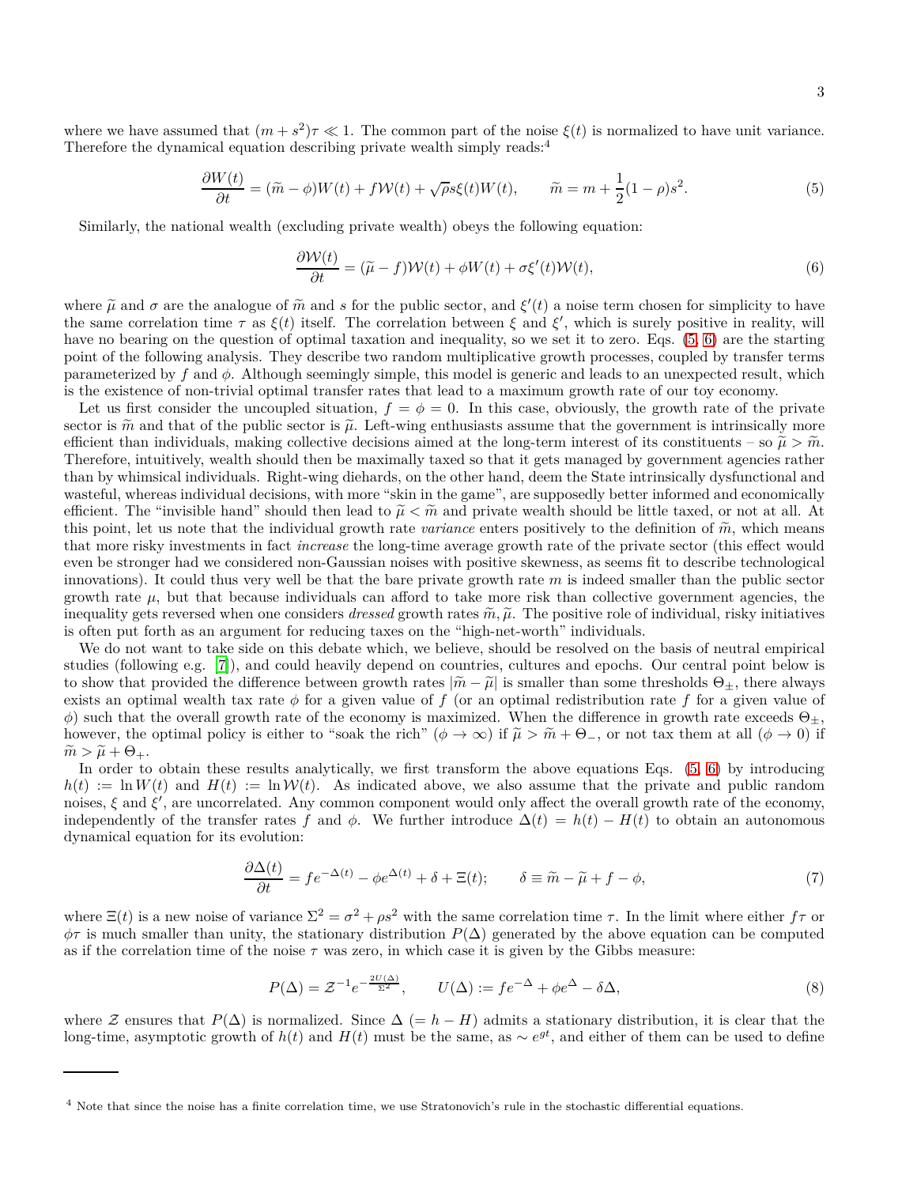where we have assumed that $(m+s^2)\tau \ll 1$. The common part of the noise $\xi(t)$ is normalized to have unit variance. Therefore the dynamical equation describing private wealth simply reads:[4]

$$\frac{\partial W(t)}{\partial t} = (\widetilde{m} - \phi)W(t) + f\mathcal{W}(t) + \sqrt{\rho} s \xi(t) W(t), \qquad \widetilde{m} = m + \frac{1}{2}(1-\rho)s^2. \tag{5}$$

Similarly, the national wealth (excluding private wealth) obeys the following equation:

$$\frac{\partial \mathcal{W}(t)}{\partial t} = (\widetilde{\mu} - f)\mathcal{W}(t) + \phi W(t) + \sigma \xi'(t) \mathcal{W}(t), \tag{6}$$

where $\widetilde{\mu}$ and $\sigma$ are the analogue of $\widetilde{m}$ and $s$ for the public sector, and $\xi'(t)$ a noise term chosen for simplicity to have the same correlation time $\tau$ as $\xi(t)$ itself. The correlation between $\xi$ and $\xi'$, which is surely positive in reality, will have no bearing on the question of optimal taxation and inequality, so we set it to zero. Eqs. (5, 6) are the starting point of the following analysis. They describe two random multiplicative growth processes, coupled by transfer terms parameterized by $f$ and $\phi$. Although seemingly simple, this model is generic and leads to an unexpected result, which is the existence of non-trivial optimal transfer rates that lead to a maximum growth rate of our toy economy.

Let us first consider the uncoupled situation, $f = \phi = 0$. In this case, obviously, the growth rate of the private sector is $\widetilde{m}$ and that of the public sector is $\widetilde{\mu}$. Left-wing enthusiasts assume that the government is intrinsically more efficient than individuals, making collective decisions aimed at the long-term interest of its constituents – so $\widetilde{\mu} > \widetilde{m}$. Therefore, intuitively, wealth should then be maximally taxed so that it gets managed by government agencies rather than by whimsical individuals. Right-wing diehards, on the other hand, deem the State intrinsically dysfunctional and wasteful, whereas individual decisions, with more "skin in the game", are supposedly better informed and economically efficient. The "invisible hand" should then lead to $\widetilde{\mu} < \widetilde{m}$ and private wealth should be little taxed, or not at all. At this point, let us note that the individual growth rate *variance* enters positively to the definition of $\widetilde{m}$, which means that more risky investments in fact *increase* the long-time average growth rate of the private sector (this effect would even be stronger had we considered non-Gaussian noises with positive skewness, as seems fit to describe technological innovations). It could thus very well be that the bare private growth rate $m$ is indeed smaller than the public sector growth rate $\mu$, but that because individuals can afford to take more risk than collective government agencies, the inequality gets reversed when one considers *dressed* growth rates $\widetilde{m}, \widetilde{\mu}$. The positive role of individual, risky initiatives is often put forth as an argument for reducing taxes on the "high-net-worth" individuals.

We do not want to take side on this debate which, we believe, should be resolved on the basis of neutral empirical studies (following e.g. [7]), and could heavily depend on countries, cultures and epochs. Our central point below is to show that provided the difference between growth rates $|\widetilde{m} - \widetilde{\mu}|$ is smaller than some thresholds $\Theta_\pm$, there always exists an optimal wealth tax rate $\phi$ for a given value of $f$ (or an optimal redistribution rate $f$ for a given value of $\phi$) such that the overall growth rate of the economy is maximized. When the difference in growth rate exceeds $\Theta_\pm$, however, the optimal policy is either to "soak the rich" ($\phi \to \infty$) if $\widetilde{\mu} > \widetilde{m} + \Theta_-$, or not tax them at all ($\phi \to 0$) if $\widetilde{m} > \widetilde{\mu} + \Theta_+$.

In order to obtain these results analytically, we first transform the above equations Eqs. (5, 6) by introducing $h(t) := \ln W(t)$ and $H(t) := \ln \mathcal{W}(t)$. As indicated above, we also assume that the private and public random noises, $\xi$ and $\xi'$, are uncorrelated. Any common component would only affect the overall growth rate of the economy, independently of the transfer rates $f$ and $\phi$. We further introduce $\Delta(t) = h(t) - H(t)$ to obtain an autonomous dynamical equation for its evolution:

$$\frac{\partial \Delta(t)}{\partial t} = f e^{-\Delta(t)} - \phi e^{\Delta(t)} + \delta + \Xi(t); \qquad \delta \equiv \widetilde{m} - \widetilde{\mu} + f - \phi, \tag{7}$$

where $\Xi(t)$ is a new noise of variance $\Sigma^2 = \sigma^2 + \rho s^2$ with the same correlation time $\tau$. In the limit where either $f\tau$ or $\phi\tau$ is much smaller than unity, the stationary distribution $P(\Delta)$ generated by the above equation can be computed as if the correlation time of the noise $\tau$ was zero, in which case it is given by the Gibbs measure:

$$P(\Delta) = \mathcal{Z}^{-1} e^{-\frac{2U(\Delta)}{\Sigma^2}}, \qquad U(\Delta) := f e^{-\Delta} + \phi e^{\Delta} - \delta \Delta, \tag{8}$$

where $\mathcal{Z}$ ensures that $P(\Delta)$ is normalized. Since $\Delta$ ($= h - H$) admits a stationary distribution, it is clear that the long-time, asymptotic growth of $h(t)$ and $H(t)$ must be the same, as $\sim e^{gt}$, and either of them can be used to define

---

[4] Note that since the noise has a finite correlation time, we use Stratonovich's rule in the stochastic differential equations.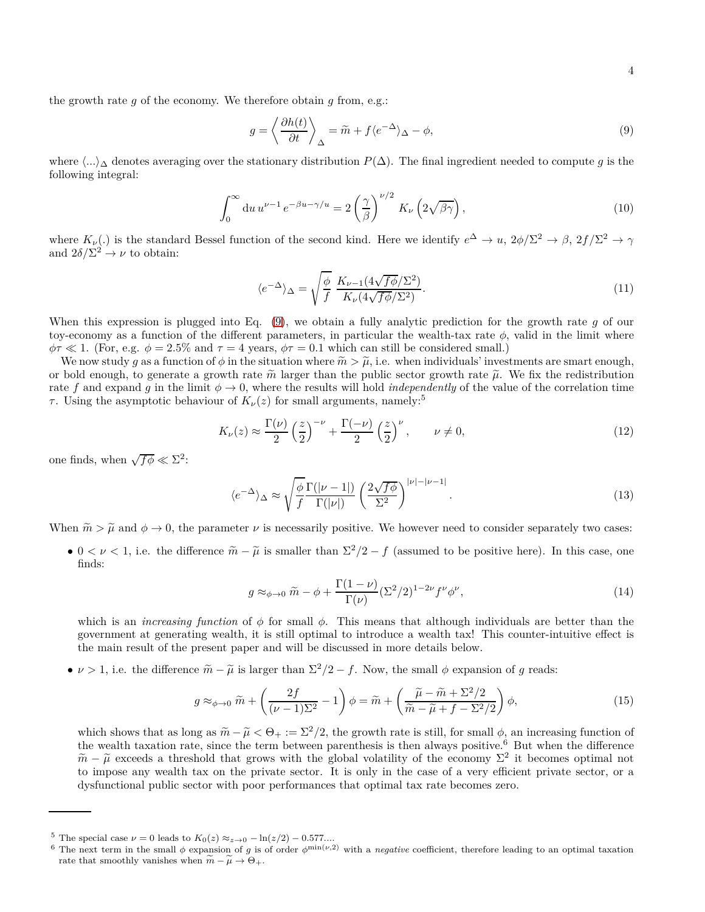the growth rate $g$ of the economy. We therefore obtain $g$ from, e.g.:

$$g = \left\langle \frac{\partial h(t)}{\partial t} \right\rangle_\Delta = \widetilde{m} + f \langle e^{-\Delta} \rangle_\Delta - \phi, \tag{9}$$

where $\langle ... \rangle_\Delta$ denotes averaging over the stationary distribution $P(\Delta)$. The final ingredient needed to compute $g$ is the following integral:

$$\int_0^\infty \mathrm{d}u \, u^{\nu-1} \, e^{-\beta u - \gamma/u} = 2 \left( \frac{\gamma}{\beta} \right)^{\nu/2} K_\nu \left( 2\sqrt{\beta\gamma} \right), \tag{10}$$

where $K_\nu(.)$ is the standard Bessel function of the second kind. Here we identify $e^\Delta \to u$, $2\phi/\Sigma^2 \to \beta$, $2f/\Sigma^2 \to \gamma$ and $2\delta/\Sigma^2 \to \nu$ to obtain:

$$\langle e^{-\Delta} \rangle_\Delta = \sqrt{\frac{\phi}{f}} \, \frac{K_{\nu-1}(4\sqrt{f\phi}/\Sigma^2)}{K_\nu(4\sqrt{f\phi}/\Sigma^2)}. \tag{11}$$

When this expression is plugged into Eq. (9), we obtain a fully analytic prediction for the growth rate $g$ of our toy-economy as a function of the different parameters, in particular the wealth-tax rate $\phi$, valid in the limit where $\phi\tau \ll 1$. (For, e.g. $\phi = 2.5\%$ and $\tau = 4$ years, $\phi\tau = 0.1$ which can still be considered small.)

We now study $g$ as a function of $\phi$ in the situation where $\widetilde{m} > \widetilde{\mu}$, i.e. when individuals' investments are smart enough, or bold enough, to generate a growth rate $\widetilde{m}$ larger than the public sector growth rate $\widetilde{\mu}$. We fix the redistribution rate $f$ and expand $g$ in the limit $\phi \to 0$, where the results will hold *independently* of the value of the correlation time $\tau$. Using the asymptotic behaviour of $K_\nu(z)$ for small arguments, namely:[5]

$$K_\nu(z) \approx \frac{\Gamma(\nu)}{2} \left( \frac{z}{2} \right)^{-\nu} + \frac{\Gamma(-\nu)}{2} \left( \frac{z}{2} \right)^{\nu}, \qquad \nu \neq 0, \tag{12}$$

one finds, when $\sqrt{f\phi} \ll \Sigma^2$:

$$\langle e^{-\Delta} \rangle_\Delta \approx \sqrt{\frac{\phi}{f}} \frac{\Gamma(|\nu - 1|)}{\Gamma(|\nu|)} \left( \frac{2\sqrt{f\phi}}{\Sigma^2} \right)^{|\nu| - |\nu - 1|}. \tag{13}$$

When $\widetilde{m} > \widetilde{\mu}$ and $\phi \to 0$, the parameter $\nu$ is necessarily positive. We however need to consider separately two cases:

- $0 < \nu < 1$, i.e. the difference $\widetilde{m} - \widetilde{\mu}$ is smaller than $\Sigma^2/2 - f$ (assumed to be positive here). In this case, one finds:

$$g \approx_{\phi \to 0} \widetilde{m} - \phi + \frac{\Gamma(1 - \nu)}{\Gamma(\nu)} (\Sigma^2/2)^{1 - 2\nu} f^\nu \phi^\nu, \tag{14}$$

  which is an *increasing function* of $\phi$ for small $\phi$. This means that although individuals are better than the government at generating wealth, it is still optimal to introduce a wealth tax! This counter-intuitive effect is the main result of the present paper and will be discussed in more details below.

- $\nu > 1$, i.e. the difference $\widetilde{m} - \widetilde{\mu}$ is larger than $\Sigma^2/2 - f$. Now, the small $\phi$ expansion of $g$ reads:

$$g \approx_{\phi \to 0} \widetilde{m} + \left( \frac{2f}{(\nu - 1)\Sigma^2} - 1 \right) \phi = \widetilde{m} + \left( \frac{\widetilde{\mu} - \widetilde{m} + \Sigma^2/2}{\widetilde{m} - \widetilde{\mu} + f - \Sigma^2/2} \right) \phi, \tag{15}$$

  which shows that as long as $\widetilde{m} - \widetilde{\mu} < \Theta_+ := \Sigma^2/2$, the growth rate is still, for small $\phi$, an increasing function of the wealth taxation rate, since the term between parenthesis is then always positive.[6] But when the difference $\widetilde{m} - \widetilde{\mu}$ exceeds a threshold that grows with the global volatility of the economy $\Sigma^2$ it becomes optimal not to impose any wealth tax on the private sector. It is only in the case of a very efficient private sector, or a dysfunctional public sector with poor performances that optimal tax rate becomes zero.

---

[5] The special case $\nu = 0$ leads to $K_0(z) \approx_{z \to 0} -\ln(z/2) - 0.577...$.

[6] The next term in the small $\phi$ expansion of $g$ is of order $\phi^{\min(\nu,2)}$ with a *negative* coefficient, therefore leading to an optimal taxation rate that smoothly vanishes when $\widetilde{m} - \widetilde{\mu} \to \Theta_+$.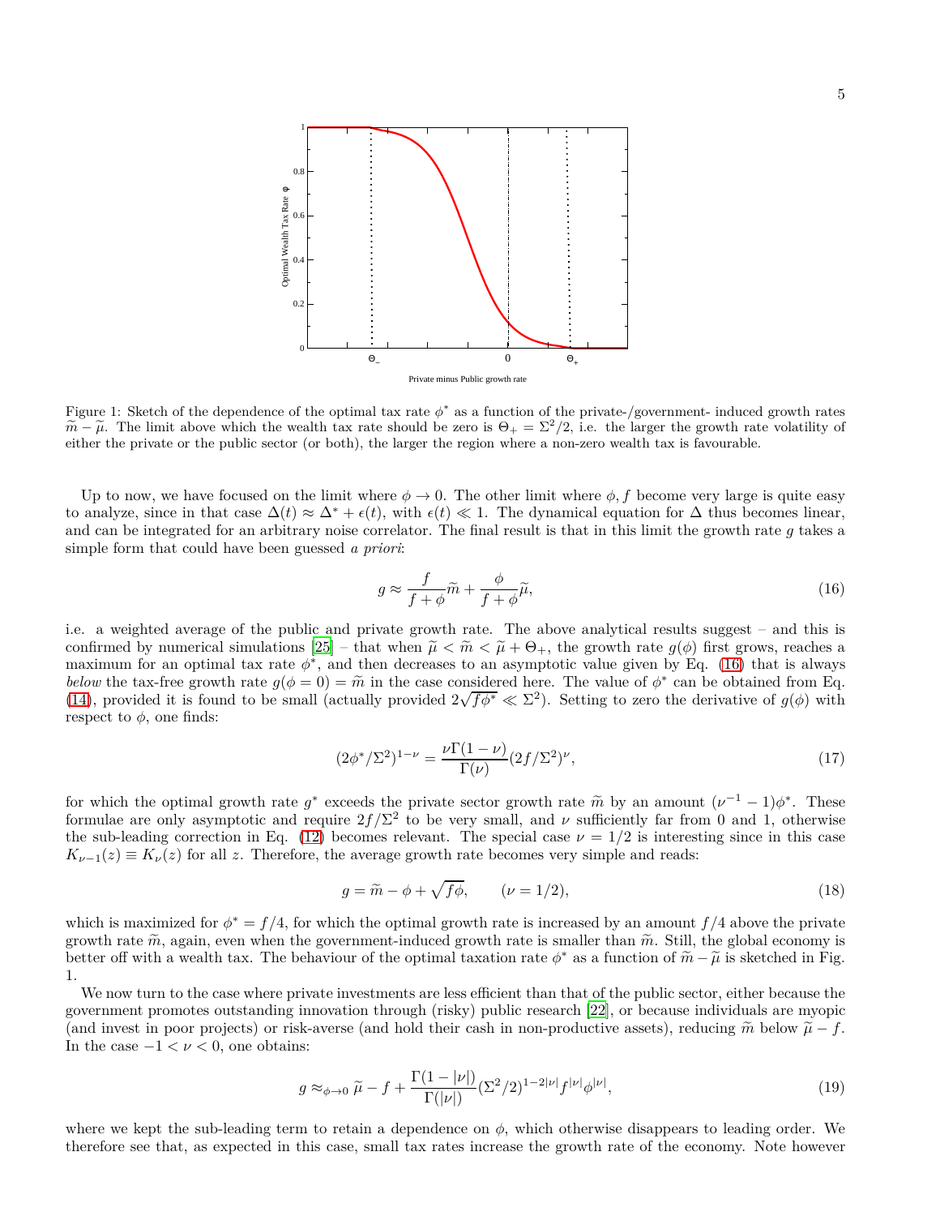Figure 1: Sketch of the dependence of the optimal tax rate $\phi^*$ as a function of the private-/government- induced growth rates $\widetilde{m} - \widetilde{\mu}$. The limit above which the wealth tax rate should be zero is $\Theta_+ = \Sigma^2/2$, i.e. the larger the growth rate volatility of either the private or the public sector (or both), the larger the region where a non-zero wealth tax is favourable.

Up to now, we have focused on the limit where $\phi \to 0$. The other limit where $\phi, f$ become very large is quite easy to analyze, since in that case $\Delta(t) \approx \Delta^* + \epsilon(t)$, with $\epsilon(t) \ll 1$. The dynamical equation for $\Delta$ thus becomes linear, and can be integrated for an arbitrary noise correlator. The final result is that in this limit the growth rate $g$ takes a simple form that could have been guessed *a priori*:

$$g \approx \frac{f}{f+\phi}\widetilde{m} + \frac{\phi}{f+\phi}\widetilde{\mu}, \tag{16}$$

i.e. a weighted average of the public and private growth rate. The above analytical results suggest – and this is confirmed by numerical simulations [25] – that when $\widetilde{\mu} < \widetilde{m} < \widetilde{\mu} + \Theta_+$, the growth rate $g(\phi)$ first grows, reaches a maximum for an optimal tax rate $\phi^*$, and then decreases to an asymptotic value given by Eq. (16) that is always *below* the tax-free growth rate $g(\phi = 0) = \widetilde{m}$ in the case considered here. The value of $\phi^*$ can be obtained from Eq. (14), provided it is found to be small (actually provided $2\sqrt{f\phi^*} \ll \Sigma^2$). Setting to zero the derivative of $g(\phi)$ with respect to $\phi$, one finds:

$$(2\phi^*/\Sigma^2)^{1-\nu} = \frac{\nu\Gamma(1-\nu)}{\Gamma(\nu)}(2f/\Sigma^2)^{\nu}, \tag{17}$$

for which the optimal growth rate $g^*$ exceeds the private sector growth rate $\widetilde{m}$ by an amount $(\nu^{-1} - 1)\phi^*$. These formulae are only asymptotic and require $2f/\Sigma^2$ to be very small, and $\nu$ sufficiently far from 0 and 1, otherwise the sub-leading correction in Eq. (12) becomes relevant. The special case $\nu = 1/2$ is interesting since in this case $K_{\nu-1}(z) \equiv K_\nu(z)$ for all $z$. Therefore, the average growth rate becomes very simple and reads:

$$g = \widetilde{m} - \phi + \sqrt{f\phi}, \qquad (\nu = 1/2), \tag{18}$$

which is maximized for $\phi^* = f/4$, for which the optimal growth rate is increased by an amount $f/4$ above the private growth rate $\widetilde{m}$, again, even when the government-induced growth rate is smaller than $\widetilde{m}$. Still, the global economy is better off with a wealth tax. The behaviour of the optimal taxation rate $\phi^*$ as a function of $\widetilde{m} - \widetilde{\mu}$ is sketched in Fig. 1.

We now turn to the case where private investments are less efficient than that of the public sector, either because the government promotes outstanding innovation through (risky) public research [22], or because individuals are myopic (and invest in poor projects) or risk-averse (and hold their cash in non-productive assets), reducing $\widetilde{m}$ below $\widetilde{\mu} - f$. In the case $-1 < \nu < 0$, one obtains:

$$g \approx_{\phi \to 0} \widetilde{\mu} - f + \frac{\Gamma(1-|\nu|)}{\Gamma(|\nu|)}(\Sigma^2/2)^{1-2|\nu|} f^{|\nu|} \phi^{|\nu|}, \tag{19}$$

where we kept the sub-leading term to retain a dependence on $\phi$, which otherwise disappears to leading order. We therefore see that, as expected in this case, small tax rates increase the growth rate of the economy. Note however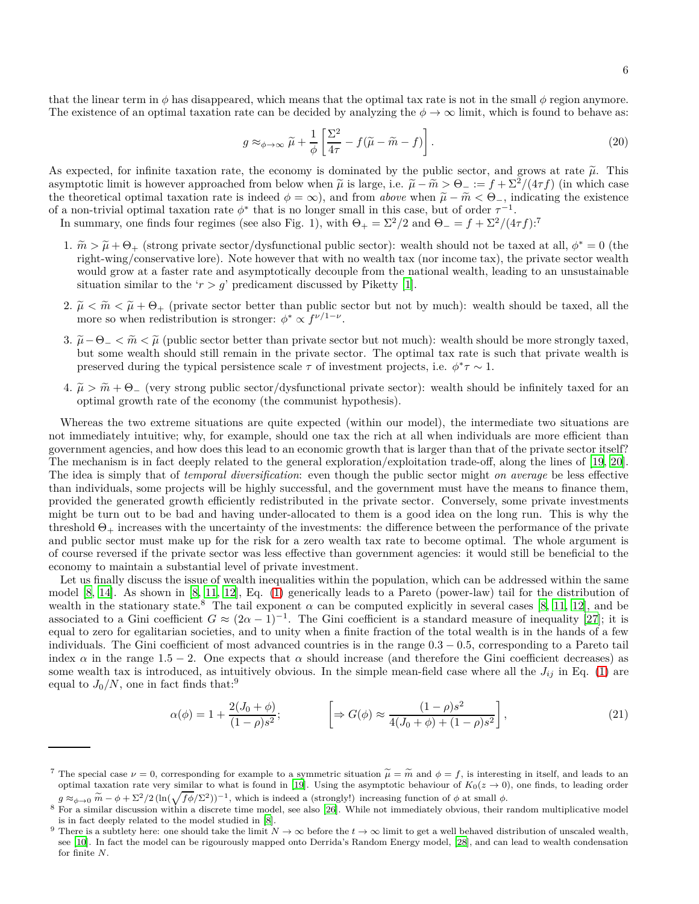that the linear term in $\phi$ has disappeared, which means that the optimal tax rate is not in the small $\phi$ region anymore. The existence of an optimal taxation rate can be decided by analyzing the $\phi \to \infty$ limit, which is found to behave as:

$$g \approx_{\phi\to\infty} \widetilde{\mu} + \frac{1}{\phi}\left[\frac{\Sigma^2}{4\tau} - f(\widetilde{\mu} - \widetilde{m} - f)\right]. \tag{20}$$

As expected, for infinite taxation rate, the economy is dominated by the public sector, and grows at rate $\widetilde{\mu}$. This asymptotic limit is however approached from below when $\widetilde{\mu}$ is large, i.e. $\widetilde{\mu} - \widetilde{m} > \Theta_- := f + \Sigma^2/(4\tau f)$ (in which case the theoretical optimal taxation rate is indeed $\phi = \infty$), and from *above* when $\widetilde{\mu} - \widetilde{m} < \Theta_-$, indicating the existence of a non-trivial optimal taxation rate $\phi^*$ that is no longer small in this case, but of order $\tau^{-1}$.

In summary, one finds four regimes (see also Fig. 1), with $\Theta_+ = \Sigma^2/2$ and $\Theta_- = f + \Sigma^2/(4\tau f)$:[7]

1. $\widetilde{m} > \widetilde{\mu} + \Theta_+$ (strong private sector/dysfunctional public sector): wealth should not be taxed at all, $\phi^* = 0$ (the right-wing/conservative lore). Note however that with no wealth tax (nor income tax), the private sector wealth would grow at a faster rate and asymptotically decouple from the national wealth, leading to an unsustainable situation similar to the '$r > g$' predicament discussed by Piketty [1].

2. $\widetilde{\mu} < \widetilde{m} < \widetilde{\mu} + \Theta_+$ (private sector better than public sector but not by much): wealth should be taxed, all the more so when redistribution is stronger: $\phi^* \propto f^{\nu/1-\nu}$.

3. $\widetilde{\mu} - \Theta_- < \widetilde{m} < \widetilde{\mu}$ (public sector better than private sector but not much): wealth should be more strongly taxed, but some wealth should still remain in the private sector. The optimal tax rate is such that private wealth is preserved during the typical persistence scale $\tau$ of investment projects, i.e. $\phi^*\tau \sim 1$.

4. $\widetilde{\mu} > \widetilde{m} + \Theta_-$ (very strong public sector/dysfunctional private sector): wealth should be infinitely taxed for an optimal growth rate of the economy (the communist hypothesis).

Whereas the two extreme situations are quite expected (within our model), the intermediate two situations are not immediately intuitive; why, for example, should one tax the rich at all when individuals are more efficient than government agencies, and how does this lead to an economic growth that is larger than that of the private sector itself? The mechanism is in fact deeply related to the general exploration/exploitation trade-off, along the lines of [19, 20]. The idea is simply that of *temporal diversification*: even though the public sector might *on average* be less effective than individuals, some projects will be highly successful, and the government must have the means to finance them, provided the generated growth efficiently redistributed in the private sector. Conversely, some private investments might be turn out to be bad and having under-allocated to them is a good idea on the long run. This is why the threshold $\Theta_+$ increases with the uncertainty of the investments: the difference between the performance of the private and public sector must make up for the risk for a zero wealth tax rate to become optimal. The whole argument is of course reversed if the private sector was less effective than government agencies: it would still be beneficial to the economy to maintain a substantial level of private investment.

Let us finally discuss the issue of wealth inequalities within the population, which can be addressed within the same model [8, 14]. As shown in [8, 11, 12], Eq. (1) generically leads to a Pareto (power-law) tail for the distribution of wealth in the stationary state.[8] The tail exponent $\alpha$ can be computed explicitly in several cases [8, 11, 12], and be associated to a Gini coefficient $G \approx (2\alpha - 1)^{-1}$. The Gini coefficient is a standard measure of inequality [27]; it is equal to zero for egalitarian societies, and to unity when a finite fraction of the total wealth is in the hands of a few individuals. The Gini coefficient of most advanced countries is in the range $0.3 - 0.5$, corresponding to a Pareto tail index $\alpha$ in the range $1.5 - 2$. One expects that $\alpha$ should increase (and therefore the Gini coefficient decreases) as some wealth tax is introduced, as intuitively obvious. In the simple mean-field case where all the $J_{ij}$ in Eq. (1) are equal to $J_0/N$, one in fact finds that:[9]

$$\alpha(\phi) = 1 + \frac{2(J_0 + \phi)}{(1-\rho)s^2}; \qquad \left[\Rightarrow G(\phi) \approx \frac{(1-\rho)s^2}{4(J_0 + \phi) + (1-\rho)s^2}\right], \tag{21}$$

---

[7] The special case $\nu = 0$, corresponding for example to a symmetric situation $\widetilde{\mu} = \widetilde{m}$ and $\phi = f$, is interesting in itself, and leads to an optimal taxation rate very similar to what is found in [19]. Using the asymptotic behaviour of $K_0(z \to 0)$, one finds, to leading order $g \approx_{\phi\to 0} \widetilde{m} - \phi + \Sigma^2/2\,(\ln(\sqrt{f\phi}/\Sigma^2))^{-1}$, which is indeed a (strongly!) increasing function of $\phi$ at small $\phi$.

[8] For a similar discussion within a discrete time model, see also [26]. While not immediately obvious, their random multiplicative model is in fact deeply related to the model studied in [8].

[9] There is a subtlety here: one should take the limit $N \to \infty$ before the $t \to \infty$ limit to get a well behaved distribution of unscaled wealth, see [10]. In fact the model can be rigourously mapped onto Derrida's Random Energy model, [28], and can lead to wealth condensation for finite $N$.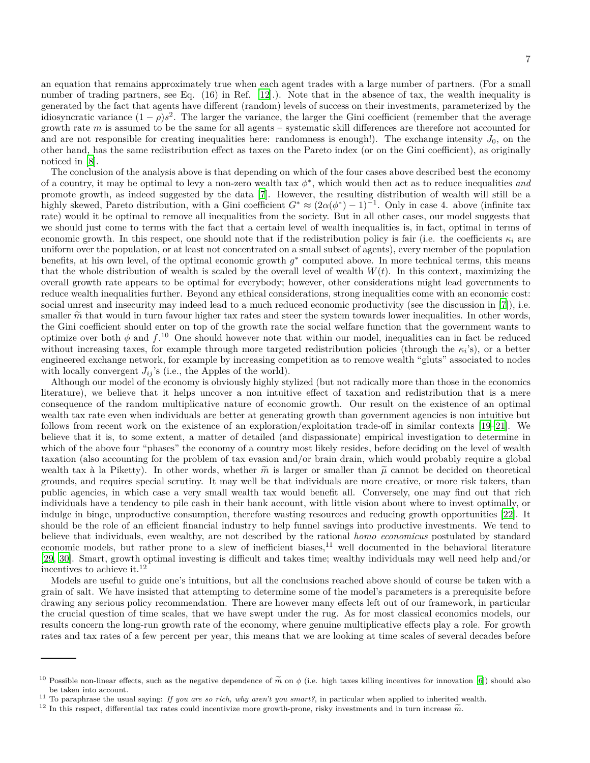an equation that remains approximately true when each agent trades with a large number of partners. (For a small number of trading partners, see Eq. (16) in Ref. [12].). Note that in the absence of tax, the wealth inequality is generated by the fact that agents have different (random) levels of success on their investments, parameterized by the idiosyncratic variance $(1-\rho)s^2$. The larger the variance, the larger the Gini coefficient (remember that the average growth rate $m$ is assumed to be the same for all agents – systematic skill differences are therefore not accounted for and are not responsible for creating inequalities here: randomness is enough!). The exchange intensity $J_0$, on the other hand, has the same redistribution effect as taxes on the Pareto index (or on the Gini coefficient), as originally noticed in [8].

The conclusion of the analysis above is that depending on which of the four cases above described best the economy of a country, it may be optimal to levy a non-zero wealth tax $\phi^*$, which would then act as to reduce inequalities *and* promote growth, as indeed suggested by the data [7]. However, the resulting distribution of wealth will still be a highly skewed, Pareto distribution, with a Gini coefficient $G^* \approx (2\alpha(\phi^*) - 1)^{-1}$. Only in case 4. above (infinite tax rate) would it be optimal to remove all inequalities from the society. But in all other cases, our model suggests that we should just come to terms with the fact that a certain level of wealth inequalities is, in fact, optimal in terms of economic growth. In this respect, one should note that if the redistribution policy is fair (i.e. the coefficients $\kappa_i$ are uniform over the population, or at least not concentrated on a small subset of agents), every member of the population benefits, at his own level, of the optimal economic growth $g^*$ computed above. In more technical terms, this means that the whole distribution of wealth is scaled by the overall level of wealth $W(t)$. In this context, maximizing the overall growth rate appears to be optimal for everybody; however, other considerations might lead governments to reduce wealth inequalities further. Beyond any ethical considerations, strong inequalities come with an economic cost: social unrest and insecurity may indeed lead to a much reduced economic productivity (see the discussion in [7]), i.e. smaller $\widetilde{m}$ that would in turn favour higher tax rates and steer the system towards lower inequalities. In other words, the Gini coefficient should enter on top of the growth rate the social welfare function that the government wants to optimize over both $\phi$ and $f$.[10] One should however note that within our model, inequalities can in fact be reduced without increasing taxes, for example through more targeted redistribution policies (through the $\kappa_i$'s), or a better engineered exchange network, for example by increasing competition as to remove wealth "gluts" associated to nodes with locally convergent $J_{ij}$'s (i.e., the Apples of the world).

Although our model of the economy is obviously highly stylized (but not radically more than those in the economics literature), we believe that it helps uncover a non intuitive effect of taxation and redistribution that is a mere consequence of the random multiplicative nature of economic growth. Our result on the existence of an optimal wealth tax rate even when individuals are better at generating growth than government agencies is non intuitive but follows from recent work on the existence of an exploration/exploitation trade-off in similar contexts [19–21]. We believe that it is, to some extent, a matter of detailed (and dispassionate) empirical investigation to determine in which of the above four "phases" the economy of a country most likely resides, before deciding on the level of wealth taxation (also accounting for the problem of tax evasion and/or brain drain, which would probably require a global wealth tax à la Piketty). In other words, whether $\widetilde{m}$ is larger or smaller than $\widetilde{\mu}$ cannot be decided on theoretical grounds, and requires special scrutiny. It may well be that individuals are more creative, or more risk takers, than public agencies, in which case a very small wealth tax would benefit all. Conversely, one may find out that rich individuals have a tendency to pile cash in their bank account, with little vision about where to invest optimally, or indulge in binge, unproductive consumption, therefore wasting resources and reducing growth opportunities [22]. It should be the role of an efficient financial industry to help funnel savings into productive investments. We tend to believe that individuals, even wealthy, are not described by the rational *homo economicus* postulated by standard economic models, but rather prone to a slew of inefficient biases,[11] well documented in the behavioral literature [29, 30]. Smart, growth optimal investing is difficult and takes time; wealthy individuals may well need help and/or incentives to achieve it.[12]

Models are useful to guide one's intuitions, but all the conclusions reached above should of course be taken with a grain of salt. We have insisted that attempting to determine some of the model's parameters is a prerequisite before drawing any serious policy recommendation. There are however many effects left out of our framework, in particular the crucial question of time scales, that we have swept under the rug. As for most classical economics models, our results concern the long-run growth rate of the economy, where genuine multiplicative effects play a role. For growth rates and tax rates of a few percent per year, this means that we are looking at time scales of several decades before

---

[10] Possible non-linear effects, such as the negative dependence of $\widetilde{m}$ on $\phi$ (i.e. high taxes killing incentives for innovation [6]) should also be taken into account.

[11] To paraphrase the usual saying: *If you are so rich, why aren't you smart?*, in particular when applied to inherited wealth.

[12] In this respect, differential tax rates could incentivize more growth-prone, risky investments and in turn increase $\widetilde{m}$.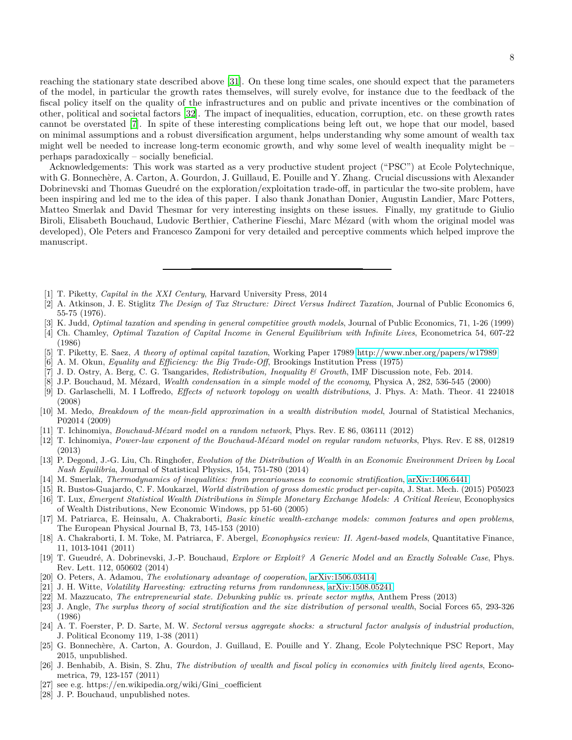reaching the stationary state described above [31]. On these long time scales, one should expect that the parameters of the model, in particular the growth rates themselves, will surely evolve, for instance due to the feedback of the fiscal policy itself on the quality of the infrastructures and on public and private incentives or the combination of other, political and societal factors [32]. The impact of inequalities, education, corruption, etc. on these growth rates cannot be overstated [7]. In spite of these interesting complications being left out, we hope that our model, based on minimal assumptions and a robust diversification argument, helps understanding why some amount of wealth tax might well be needed to increase long-term economic growth, and why some level of wealth inequality might be – perhaps paradoxically – socially beneficial.

Acknowledgements: This work was started as a very productive student project ("PSC") at Ecole Polytechnique, with G. Bonnechère, A. Carton, A. Gourdon, J. Guillaud, E. Pouille and Y. Zhang. Crucial discussions with Alexander Dobrinevski and Thomas Gueudré on the exploration/exploitation trade-off, in particular the two-site problem, have been inspiring and led me to the idea of this paper. I also thank Jonathan Donier, Augustin Landier, Marc Potters, Matteo Smerlak and David Thesmar for very interesting insights on these issues. Finally, my gratitude to Giulio Biroli, Elisabeth Bouchaud, Ludovic Berthier, Catherine Fieschi, Marc Mézard (with whom the original model was developed), Ole Peters and Francesco Zamponi for very detailed and perceptive comments which helped improve the manuscript.

---

[1] T. Piketty, *Capital in the XXI Century*, Harvard University Press, 2014

[2] A. Atkinson, J. E. Stiglitz *The Design of Tax Structure: Direct Versus Indirect Taxation*, Journal of Public Economics 6, 55-75 (1976).

[3] K. Judd, *Optimal taxation and spending in general competitive growth models*, Journal of Public Economics, 71, 1-26 (1999)

[4] Ch. Chamley, *Optimal Taxation of Capital Income in General Equilibrium with Infinite Lives*, Econometrica 54, 607-22 (1986)

[5] T. Piketty, E. Saez, *A theory of optimal capital taxation*, Working Paper 17989 http://www.nber.org/papers/w17989

[6] A. M. Okun, *Equality and Efficiency: the Big Trade-Off*, Brookings Institution Press (1975)

[7] J. D. Ostry, A. Berg, C. G. Tsangarides, *Redistribution, Inequality & Growth*, IMF Discussion note, Feb. 2014.

[8] J.P. Bouchaud, M. Mézard, *Wealth condensation in a simple model of the economy*, Physica A, 282, 536-545 (2000)

[9] D. Garlaschelli, M. I Loffredo, *Effects of network topology on wealth distributions*, J. Phys. A: Math. Theor. 41 224018 (2008)

[10] M. Medo, *Breakdown of the mean-field approximation in a wealth distribution model*, Journal of Statistical Mechanics, P02014 (2009)

[11] T. Ichinomiya, *Bouchaud-Mézard model on a random network*, Phys. Rev. E 86, 036111 (2012)

[12] T. Ichinomiya, *Power-law exponent of the Bouchaud-Mézard model on regular random networks*, Phys. Rev. E 88, 012819 (2013)

[13] P. Degond, J.-G. Liu, Ch. Ringhofer, *Evolution of the Distribution of Wealth in an Economic Environment Driven by Local Nash Equilibria*, Journal of Statistical Physics, 154, 751-780 (2014)

[14] M. Smerlak, *Thermodynamics of inequalities: from precariousness to economic stratification*, arXiv:1406.6441

[15] R. Bustos-Guajardo, C. F. Moukarzel, *World distribution of gross domestic product per-capita*, J. Stat. Mech. (2015) P05023

[16] T. Lux, *Emergent Statistical Wealth Distributions in Simple Monetary Exchange Models: A Critical Review*, Econophysics of Wealth Distributions, New Economic Windows, pp 51-60 (2005)

[17] M. Patriarca, E. Heinsalu, A. Chakraborti, *Basic kinetic wealth-exchange models: common features and open problems*, The European Physical Journal B, 73, 145-153 (2010)

[18] A. Chakraborti, I. M. Toke, M. Patriarca, F. Abergel, *Econophysics review: II. Agent-based models*, Quantitative Finance, 11, 1013-1041 (2011)

[19] T. Gueudré, A. Dobrinevski, J.-P. Bouchaud, *Explore or Exploit? A Generic Model and an Exactly Solvable Case*, Phys. Rev. Lett. 112, 050602 (2014)

[20] O. Peters, A. Adamou, *The evolutionary advantage of cooperation*, arXiv:1506.03414

[21] J. H. Witte, *Volatility Harvesting: extracting returns from randomness*, arXiv:1508.05241

[22] M. Mazzucato, *The entrepreneurial state. Debunking public vs. private sector myths*, Anthem Press (2013)

[23] J. Angle, *The surplus theory of social stratification and the size distribution of personal wealth*, Social Forces 65, 293-326 (1986)

[24] A. T. Foerster, P. D. Sarte, M. W. *Sectoral versus aggregate shocks: a structural factor analysis of industrial production*, J. Political Economy 119, 1-38 (2011)

[25] G. Bonnechère, A. Carton, A. Gourdon, J. Guillaud, E. Pouille and Y. Zhang, Ecole Polytechnique PSC Report, May 2015, unpublished.

[26] J. Benhabib, A. Bisin, S. Zhu, *The distribution of wealth and fiscal policy in economies with finitely lived agents*, Econometrica, 79, 123-157 (2011)

[27] see e.g. https://en.wikipedia.org/wiki/Gini_coefficient

[28] J. P. Bouchaud, unpublished notes.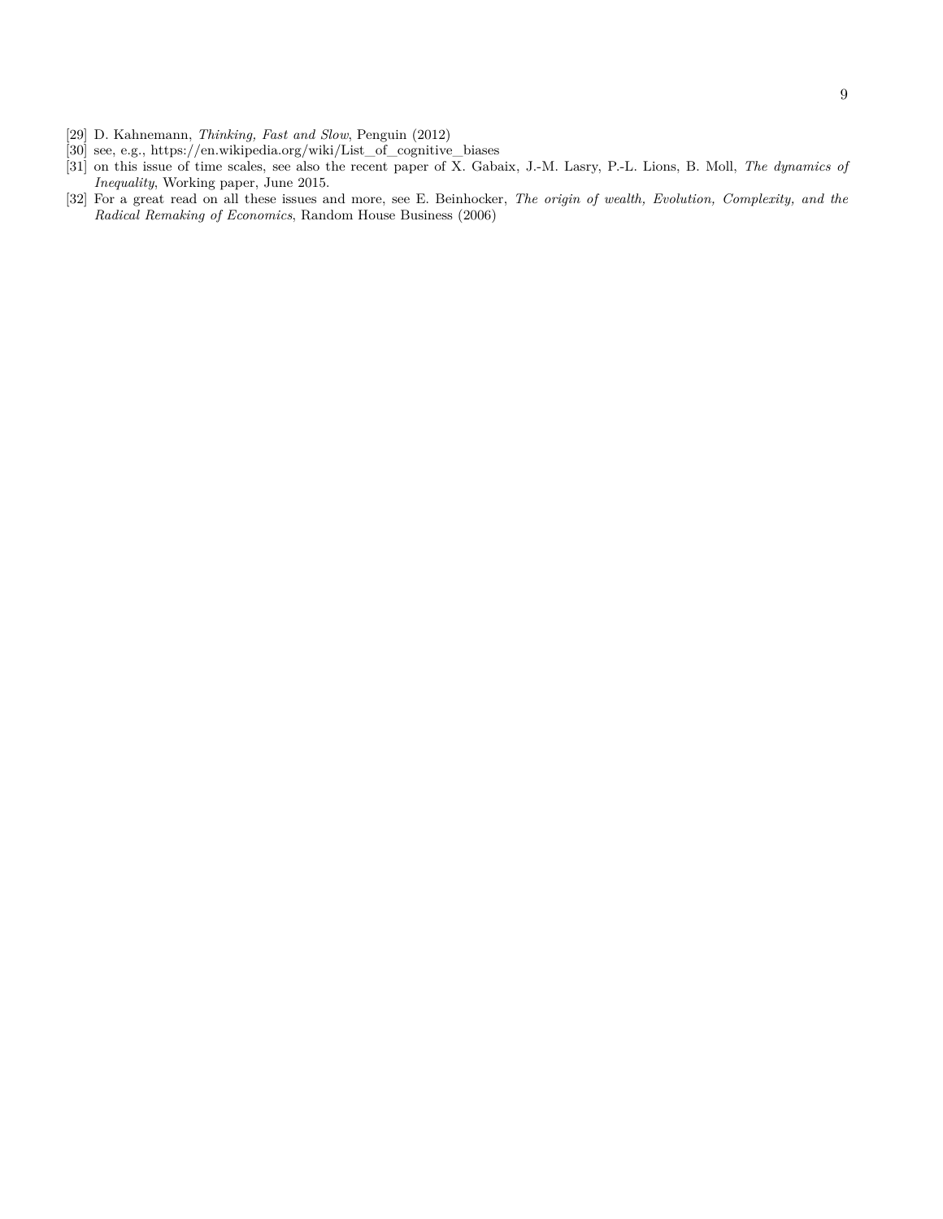[29] D. Kahnemann, *Thinking, Fast and Slow*, Penguin (2012)
[30] see, e.g., https://en.wikipedia.org/wiki/List_of_cognitive_biases
[31] on this issue of time scales, see also the recent paper of X. Gabaix, J.-M. Lasry, P.-L. Lions, B. Moll, *The dynamics of Inequality*, Working paper, June 2015.
[32] For a great read on all these issues and more, see E. Beinhocker, *The origin of wealth, Evolution, Complexity, and the Radical Remaking of Economics*, Random House Business (2006)